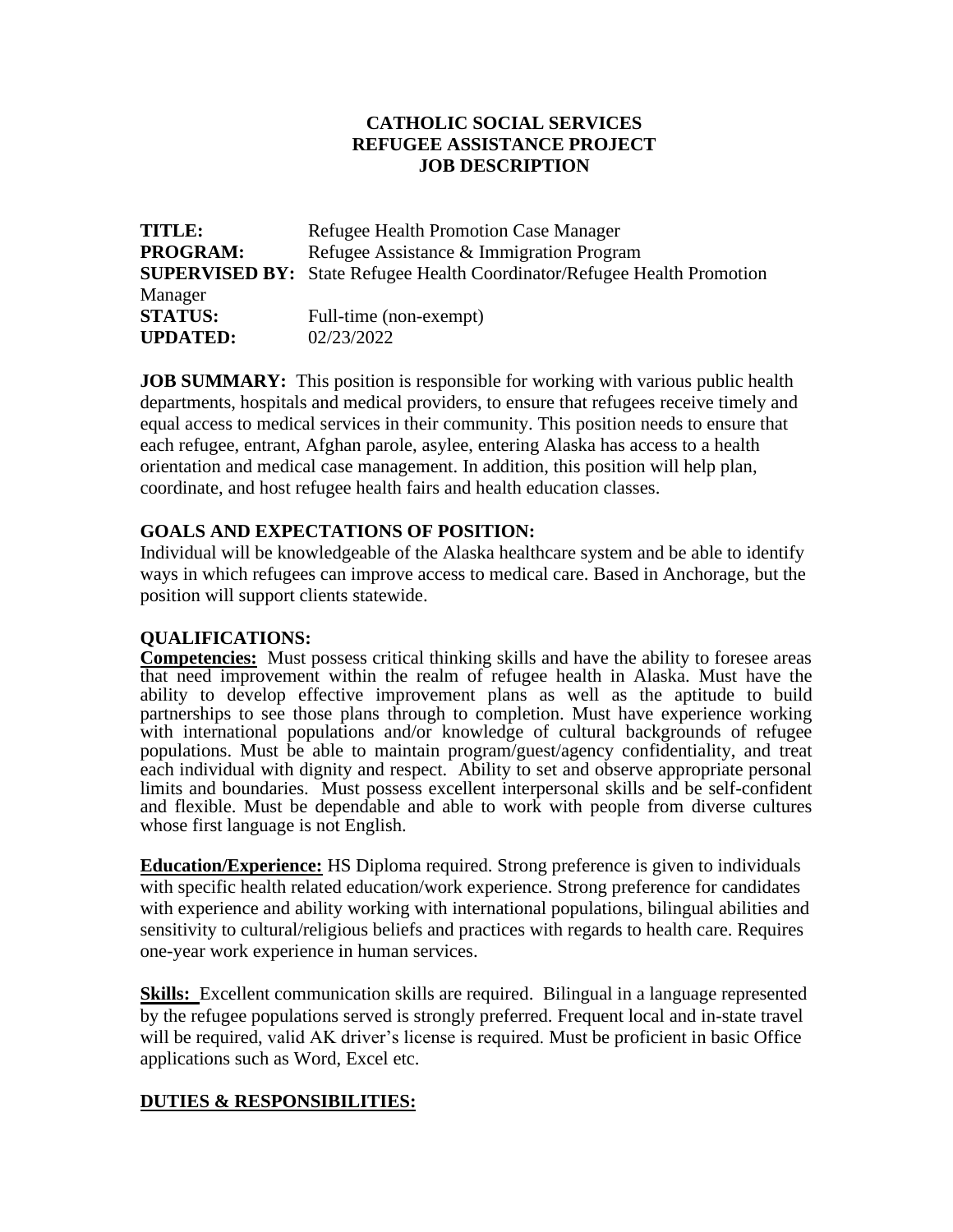**CATHOLIC SOCIAL SERVICES**
**REFUGEE ASSISTANCE PROJECT**
**JOB DESCRIPTION**

**TITLE:** Refugee Health Promotion Case Manager
**PROGRAM:** Refugee Assistance & Immigration Program
**SUPERVISED BY:** State Refugee Health Coordinator/Refugee Health Promotion Manager
**STATUS:** Full-time (non-exempt)
**UPDATED:** 02/23/2022

**JOB SUMMARY:** This position is responsible for working with various public health departments, hospitals and medical providers, to ensure that refugees receive timely and equal access to medical services in their community. This position needs to ensure that each refugee, entrant, Afghan parole, asylee, entering Alaska has access to a health orientation and medical case management. In addition, this position will help plan, coordinate, and host refugee health fairs and health education classes.

**GOALS AND EXPECTATIONS OF POSITION:**
Individual will be knowledgeable of the Alaska healthcare system and be able to identify ways in which refugees can improve access to medical care. Based in Anchorage, but the position will support clients statewide.

**QUALIFICATIONS:**
**Competencies:** Must possess critical thinking skills and have the ability to foresee areas that need improvement within the realm of refugee health in Alaska. Must have the ability to develop effective improvement plans as well as the aptitude to build partnerships to see those plans through to completion. Must have experience working with international populations and/or knowledge of cultural backgrounds of refugee populations. Must be able to maintain program/guest/agency confidentiality, and treat each individual with dignity and respect. Ability to set and observe appropriate personal limits and boundaries. Must possess excellent interpersonal skills and be self-confident and flexible. Must be dependable and able to work with people from diverse cultures whose first language is not English.

**Education/Experience:** HS Diploma required. Strong preference is given to individuals with specific health related education/work experience. Strong preference for candidates with experience and ability working with international populations, bilingual abilities and sensitivity to cultural/religious beliefs and practices with regards to health care. Requires one-year work experience in human services.

**Skills:** Excellent communication skills are required. Bilingual in a language represented by the refugee populations served is strongly preferred. Frequent local and in-state travel will be required, valid AK driver's license is required. Must be proficient in basic Office applications such as Word, Excel etc.

**DUTIES & RESPONSIBILITIES:**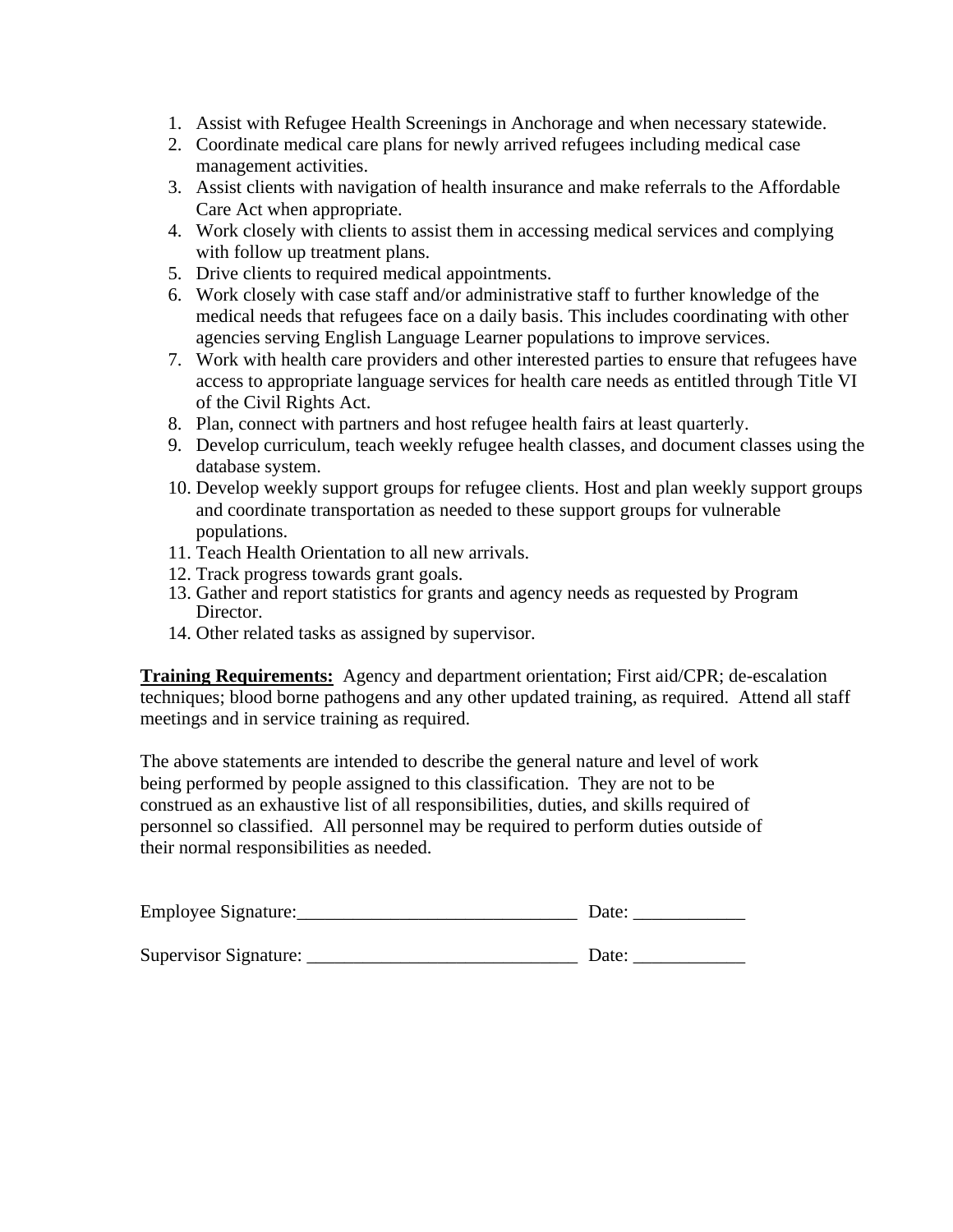1. Assist with Refugee Health Screenings in Anchorage and when necessary statewide.
2. Coordinate medical care plans for newly arrived refugees including medical case management activities.
3. Assist clients with navigation of health insurance and make referrals to the Affordable Care Act when appropriate.
4. Work closely with clients to assist them in accessing medical services and complying with follow up treatment plans.
5. Drive clients to required medical appointments.
6. Work closely with case staff and/or administrative staff to further knowledge of the medical needs that refugees face on a daily basis. This includes coordinating with other agencies serving English Language Learner populations to improve services.
7. Work with health care providers and other interested parties to ensure that refugees have access to appropriate language services for health care needs as entitled through Title VI of the Civil Rights Act.
8. Plan, connect with partners and host refugee health fairs at least quarterly.
9. Develop curriculum, teach weekly refugee health classes, and document classes using the database system.
10. Develop weekly support groups for refugee clients. Host and plan weekly support groups and coordinate transportation as needed to these support groups for vulnerable populations.
11. Teach Health Orientation to all new arrivals.
12. Track progress towards grant goals.
13. Gather and report statistics for grants and agency needs as requested by Program Director.
14. Other related tasks as assigned by supervisor.

**Training Requirements:** Agency and department orientation; First aid/CPR; de-escalation techniques; blood borne pathogens and any other updated training, as required. Attend all staff meetings and in service training as required.

The above statements are intended to describe the general nature and level of work being performed by people assigned to this classification. They are not to be construed as an exhaustive list of all responsibilities, duties, and skills required of personnel so classified. All personnel may be required to perform duties outside of their normal responsibilities as needed.

Employee Signature:______________________________ Date: ____________

Supervisor Signature: _____________________________ Date: ____________